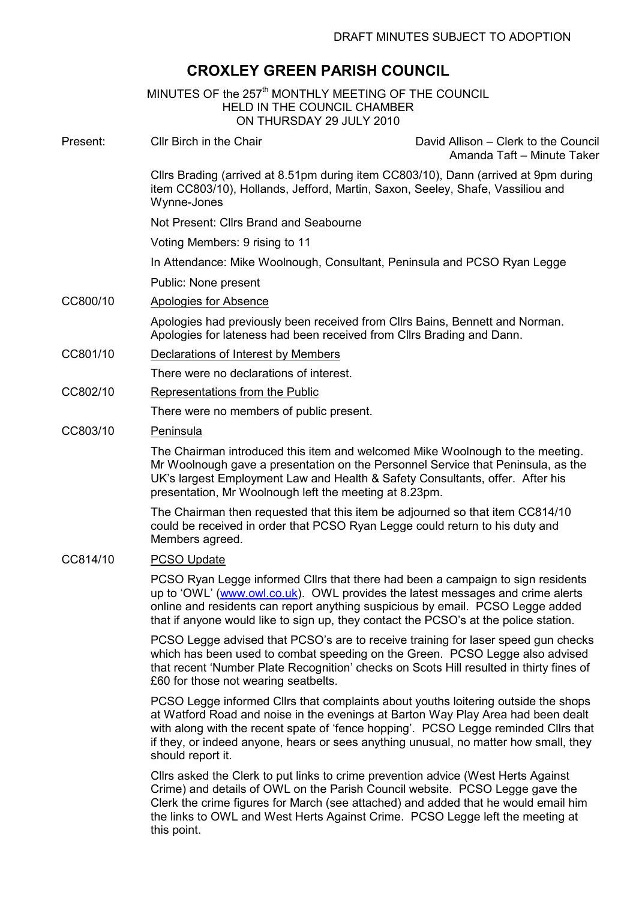DRAFT MINUTES SUBJECT TO ADOPTION

# CROXLEY GREEN PARISH COUNCIL

MINUTES OF the 257th MONTHLY MEETING OF THE COUNCIL
HELD IN THE COUNCIL CHAMBER
ON THURSDAY 29 JULY 2010

Present: Cllr Birch in the Chair — David Allison – Clerk to the Council; Amanda Taft – Minute Taker

Cllrs Brading (arrived at 8.51pm during item CC803/10), Dann (arrived at 9pm during item CC803/10), Hollands, Jefford, Martin, Saxon, Seeley, Shafe, Vassiliou and Wynne-Jones

Not Present: Cllrs Brand and Seabourne

Voting Members: 9 rising to 11

In Attendance: Mike Woolnough, Consultant, Peninsula and PCSO Ryan Legge

Public: None present

**CC800/10 Apologies for Absence**

Apologies had previously been received from Cllrs Bains, Bennett and Norman. Apologies for lateness had been received from Cllrs Brading and Dann.

**CC801/10 Declarations of Interest by Members**

There were no declarations of interest.

**CC802/10 Representations from the Public**

There were no members of public present.

**CC803/10 Peninsula**

The Chairman introduced this item and welcomed Mike Woolnough to the meeting. Mr Woolnough gave a presentation on the Personnel Service that Peninsula, as the UK's largest Employment Law and Health & Safety Consultants, offer. After his presentation, Mr Woolnough left the meeting at 8.23pm.

The Chairman then requested that this item be adjourned so that item CC814/10 could be received in order that PCSO Ryan Legge could return to his duty and Members agreed.

**CC814/10 PCSO Update**

PCSO Ryan Legge informed Cllrs that there had been a campaign to sign residents up to 'OWL' (www.owl.co.uk). OWL provides the latest messages and crime alerts online and residents can report anything suspicious by email. PCSO Legge added that if anyone would like to sign up, they contact the PCSO's at the police station.

PCSO Legge advised that PCSO's are to receive training for laser speed gun checks which has been used to combat speeding on the Green. PCSO Legge also advised that recent 'Number Plate Recognition' checks on Scots Hill resulted in thirty fines of £60 for those not wearing seatbelts.

PCSO Legge informed Cllrs that complaints about youths loitering outside the shops at Watford Road and noise in the evenings at Barton Way Play Area had been dealt with along with the recent spate of 'fence hopping'. PCSO Legge reminded Cllrs that if they, or indeed anyone, hears or sees anything unusual, no matter how small, they should report it.

Cllrs asked the Clerk to put links to crime prevention advice (West Herts Against Crime) and details of OWL on the Parish Council website. PCSO Legge gave the Clerk the crime figures for March (see attached) and added that he would email him the links to OWL and West Herts Against Crime. PCSO Legge left the meeting at this point.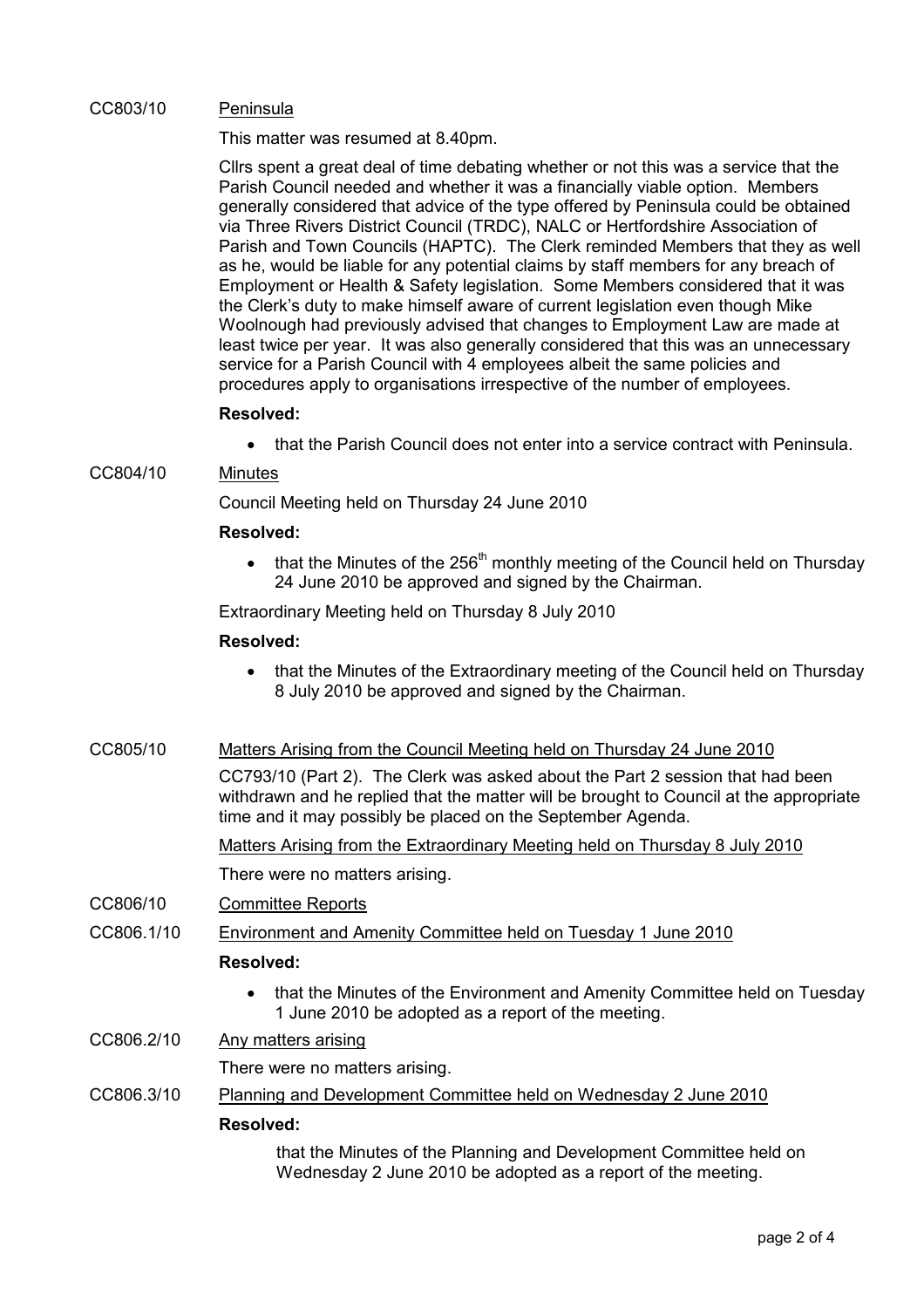CC803/10 <u>Peninsula</u>

This matter was resumed at 8.40pm.

Cllrs spent a great deal of time debating whether or not this was a service that the Parish Council needed and whether it was a financially viable option. Members generally considered that advice of the type offered by Peninsula could be obtained via Three Rivers District Council (TRDC), NALC or Hertfordshire Association of Parish and Town Councils (HAPTC). The Clerk reminded Members that they as well as he, would be liable for any potential claims by staff members for any breach of Employment or Health & Safety legislation. Some Members considered that it was the Clerk's duty to make himself aware of current legislation even though Mike Woolnough had previously advised that changes to Employment Law are made at least twice per year. It was also generally considered that this was an unnecessary service for a Parish Council with 4 employees albeit the same policies and procedures apply to organisations irrespective of the number of employees.

**Resolved:**

- that the Parish Council does not enter into a service contract with Peninsula.

CC804/10 <u>Minutes</u>

Council Meeting held on Thursday 24 June 2010

**Resolved:**

- that the Minutes of the 256th monthly meeting of the Council held on Thursday 24 June 2010 be approved and signed by the Chairman.

Extraordinary Meeting held on Thursday 8 July 2010

**Resolved:**

- that the Minutes of the Extraordinary meeting of the Council held on Thursday 8 July 2010 be approved and signed by the Chairman.

CC805/10 <u>Matters Arising from the Council Meeting held on Thursday 24 June 2010</u>

CC793/10 (Part 2). The Clerk was asked about the Part 2 session that had been withdrawn and he replied that the matter will be brought to Council at the appropriate time and it may possibly be placed on the September Agenda.

<u>Matters Arising from the Extraordinary Meeting held on Thursday 8 July 2010</u>

There were no matters arising.

CC806/10 <u>Committee Reports</u>

CC806.1/10 <u>Environment and Amenity Committee held on Tuesday 1 June 2010</u>

**Resolved:**

- that the Minutes of the Environment and Amenity Committee held on Tuesday 1 June 2010 be adopted as a report of the meeting.

CC806.2/10 <u>Any matters arising</u>

There were no matters arising.

CC806.3/10 <u>Planning and Development Committee held on Wednesday 2 June 2010</u>

**Resolved:**

that the Minutes of the Planning and Development Committee held on Wednesday 2 June 2010 be adopted as a report of the meeting.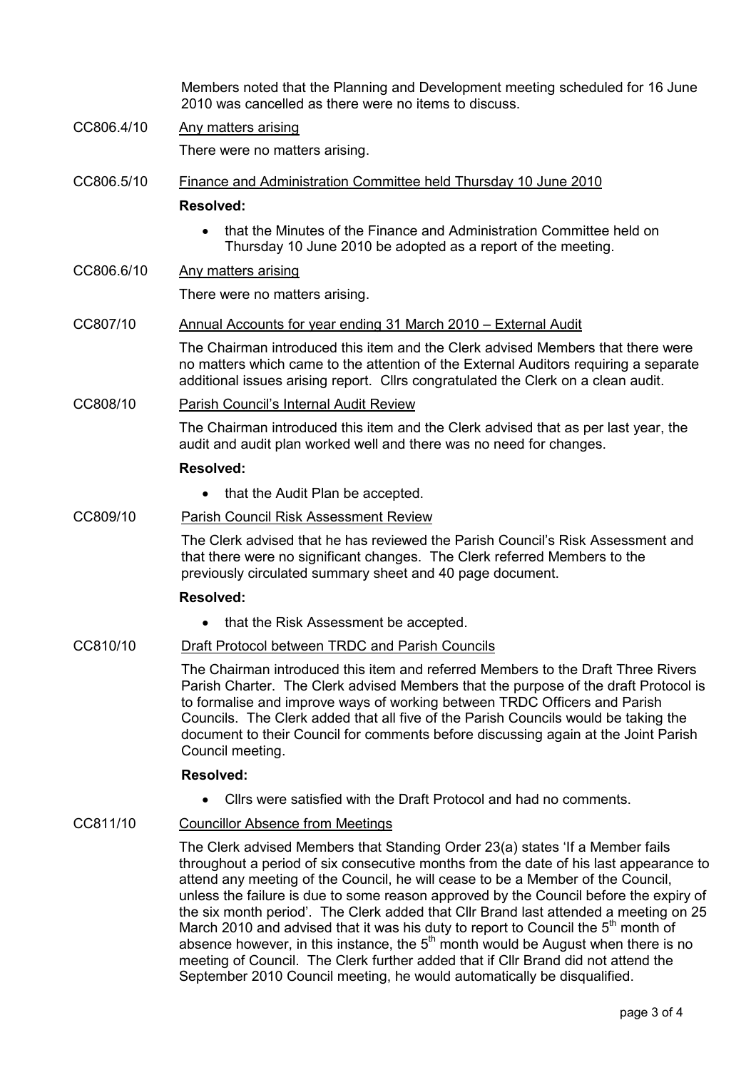Members noted that the Planning and Development meeting scheduled for 16 June 2010 was cancelled as there were no items to discuss.

CC806.4/10 Any matters arising

There were no matters arising.

CC806.5/10 Finance and Administration Committee held Thursday 10 June 2010

**Resolved:**

- that the Minutes of the Finance and Administration Committee held on Thursday 10 June 2010 be adopted as a report of the meeting.

CC806.6/10 Any matters arising

There were no matters arising.

CC807/10 Annual Accounts for year ending 31 March 2010 – External Audit

The Chairman introduced this item and the Clerk advised Members that there were no matters which came to the attention of the External Auditors requiring a separate additional issues arising report. Cllrs congratulated the Clerk on a clean audit.

CC808/10 Parish Council's Internal Audit Review

The Chairman introduced this item and the Clerk advised that as per last year, the audit and audit plan worked well and there was no need for changes.

**Resolved:**

- that the Audit Plan be accepted.

CC809/10 Parish Council Risk Assessment Review

The Clerk advised that he has reviewed the Parish Council's Risk Assessment and that there were no significant changes. The Clerk referred Members to the previously circulated summary sheet and 40 page document.

**Resolved:**

- that the Risk Assessment be accepted.

CC810/10 Draft Protocol between TRDC and Parish Councils

The Chairman introduced this item and referred Members to the Draft Three Rivers Parish Charter. The Clerk advised Members that the purpose of the draft Protocol is to formalise and improve ways of working between TRDC Officers and Parish Councils. The Clerk added that all five of the Parish Councils would be taking the document to their Council for comments before discussing again at the Joint Parish Council meeting.

**Resolved:**

- Cllrs were satisfied with the Draft Protocol and had no comments.

CC811/10 Councillor Absence from Meetings

The Clerk advised Members that Standing Order 23(a) states 'If a Member fails throughout a period of six consecutive months from the date of his last appearance to attend any meeting of the Council, he will cease to be a Member of the Council, unless the failure is due to some reason approved by the Council before the expiry of the six month period'. The Clerk added that Cllr Brand last attended a meeting on 25 March 2010 and advised that it was his duty to report to Council the 5th month of absence however, in this instance, the 5th month would be August when there is no meeting of Council. The Clerk further added that if Cllr Brand did not attend the September 2010 Council meeting, he would automatically be disqualified.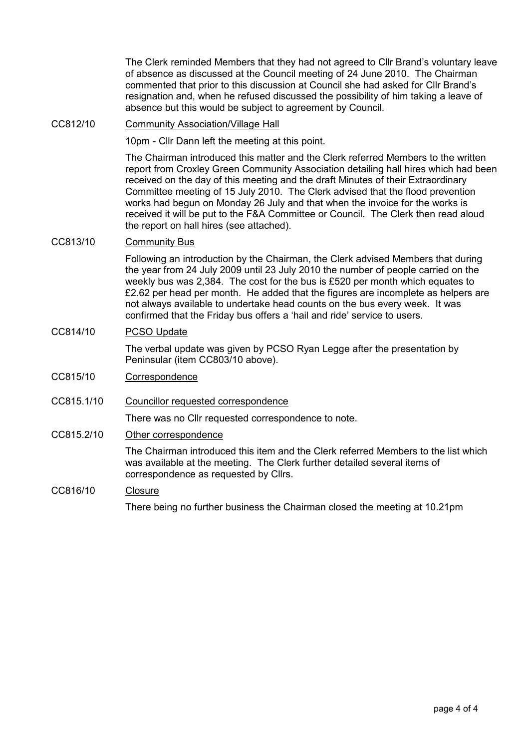The Clerk reminded Members that they had not agreed to Cllr Brand's voluntary leave of absence as discussed at the Council meeting of 24 June 2010. The Chairman commented that prior to this discussion at Council she had asked for Cllr Brand's resignation and, when he refused discussed the possibility of him taking a leave of absence but this would be subject to agreement by Council.

CC812/10 <u>Community Association/Village Hall</u>

10pm - Cllr Dann left the meeting at this point.

The Chairman introduced this matter and the Clerk referred Members to the written report from Croxley Green Community Association detailing hall hires which had been received on the day of this meeting and the draft Minutes of their Extraordinary Committee meeting of 15 July 2010. The Clerk advised that the flood prevention works had begun on Monday 26 July and that when the invoice for the works is received it will be put to the F&A Committee or Council. The Clerk then read aloud the report on hall hires (see attached).

CC813/10 <u>Community Bus</u>

Following an introduction by the Chairman, the Clerk advised Members that during the year from 24 July 2009 until 23 July 2010 the number of people carried on the weekly bus was 2,384. The cost for the bus is £520 per month which equates to £2.62 per head per month. He added that the figures are incomplete as helpers are not always available to undertake head counts on the bus every week. It was confirmed that the Friday bus offers a 'hail and ride' service to users.

CC814/10 <u>PCSO Update</u>

The verbal update was given by PCSO Ryan Legge after the presentation by Peninsular (item CC803/10 above).

CC815/10 <u>Correspondence</u>

CC815.1/10 <u>Councillor requested correspondence</u>

There was no Cllr requested correspondence to note.

CC815.2/10 <u>Other correspondence</u>

The Chairman introduced this item and the Clerk referred Members to the list which was available at the meeting. The Clerk further detailed several items of correspondence as requested by Cllrs.

CC816/10 <u>Closure</u>

There being no further business the Chairman closed the meeting at 10.21pm